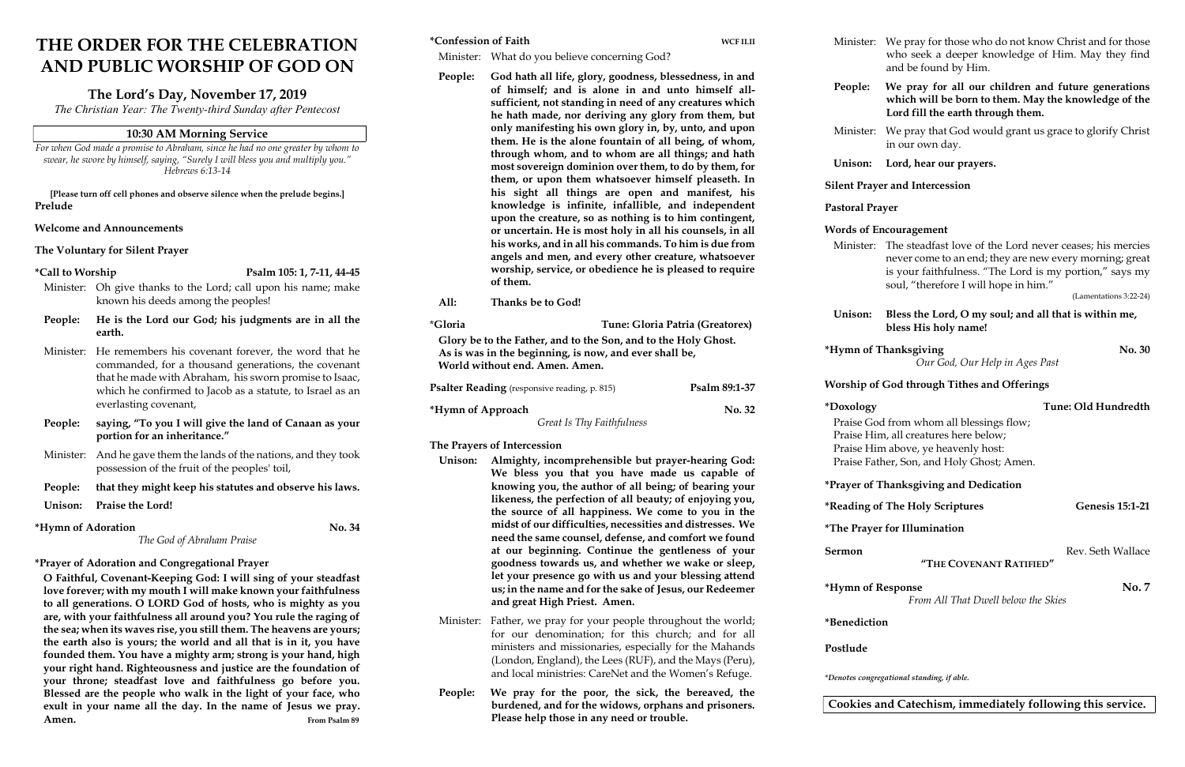# THE ORDER FOR THE CELEBRATION AND PUBLIC WORSHIP OF GOD ON

## The Lord's Day, November 17, 2019

*The Christian Year: The Twenty-third Sunday after Pentecost*

### 10:30 AM Morning Service

*For when God made a promise to Abraham, since he had no one greater by whom to swear, he swore by himself, saying, "Surely I will bless you and multiply you." Hebrews 6:13-14*

**[Please turn off cell phones and observe silence when the prelude begins.]**

**Prelude**

**Welcome and Announcements**

**The Voluntary for Silent Prayer**

**\*Call to Worship** — Psalm 105: 1, 7-11, 44-45

Minister: Oh give thanks to the Lord; call upon his name; make known his deeds among the peoples!

**People: He is the Lord our God; his judgments are in all the earth.**

Minister: He remembers his covenant forever, the word that he commanded, for a thousand generations, the covenant that he made with Abraham, his sworn promise to Isaac, which he confirmed to Jacob as a statute, to Israel as an everlasting covenant,

**People: saying, "To you I will give the land of Canaan as your portion for an inheritance."**

Minister: And he gave them the lands of the nations, and they took possession of the fruit of the peoples' toil,

**People: that they might keep his statutes and observe his laws.**

**Unison: Praise the Lord!**

**\*Hymn of Adoration** — No. 34

*The God of Abraham Praise*

**\*Prayer of Adoration and Congregational Prayer**

**O Faithful, Covenant-Keeping God: I will sing of your steadfast love forever; with my mouth I will make known your faithfulness to all generations. O LORD God of hosts, who is mighty as you are, with your faithfulness all around you? You rule the raging of the sea; when its waves rise, you still them. The heavens are yours; the earth also is yours; the world and all that is in it, you have founded them. You have a mighty arm; strong is your hand, high your right hand. Righteousness and justice are the foundation of your throne; steadfast love and faithfulness go before you. Blessed are the people who walk in the light of your face, who exult in your name all the day. In the name of Jesus we pray. Amen.** From Psalm 89

**\*Confession of Faith** — WCF II.II

Minister: What do you believe concerning God?

**People: God hath all life, glory, goodness, blessedness, in and of himself; and is alone in and unto himself all-sufficient, not standing in need of any creatures which he hath made, nor deriving any glory from them, but only manifesting his own glory in, by, unto, and upon them. He is the alone fountain of all being, of whom, through whom, and to whom are all things; and hath most sovereign dominion over them, to do by them, for them, or upon them whatsoever himself pleaseth. In his sight all things are open and manifest, his knowledge is infinite, infallible, and independent upon the creature, so as nothing is to him contingent, or uncertain. He is most holy in all his counsels, in all his works, and in all his commands. To him is due from angels and men, and every other creature, whatsoever worship, service, or obedience he is pleased to require of them.**

**All: Thanks be to God!**

**\*Gloria** — Tune: Gloria Patria (Greatorex)

**Glory be to the Father, and to the Son, and to the Holy Ghost.**
**As is was in the beginning, is now, and ever shall be,**
**World without end. Amen. Amen.**

**Psalter Reading** (responsive reading, p. 815) — **Psalm 89:1-37**

**\*Hymn of Approach** — No. 32

*Great Is Thy Faithfulness*

**The Prayers of Intercession**

**Unison: Almighty, incomprehensible but prayer-hearing God: We bless you that you have made us capable of knowing you, the author of all being; of bearing your likeness, the perfection of all beauty; of enjoying you, the source of all happiness. We come to you in the midst of our difficulties, necessities and distresses. We need the same counsel, defense, and comfort we found at our beginning. Continue the gentleness of your goodness towards us, and whether we wake or sleep, let your presence go with us and your blessing attend us; in the name and for the sake of Jesus, our Redeemer and great High Priest. Amen.**

Minister: Father, we pray for your people throughout the world; for our denomination; for this church; and for all ministers and missionaries, especially for the Mahands (London, England), the Lees (RUF), and the Mays (Peru), and local ministries: CareNet and the Women's Refuge.

**People: We pray for the poor, the sick, the bereaved, the burdened, and for the widows, orphans and prisoners. Please help those in any need or trouble.**

Minister: We pray for those who do not know Christ and for those who seek a deeper knowledge of Him. May they find and be found by Him.

**People: We pray for all our children and future generations which will be born to them. May the knowledge of the Lord fill the earth through them.**

Minister: We pray that God would grant us grace to glorify Christ in our own day.

**Unison: Lord, hear our prayers.**

**Silent Prayer and Intercession**

**Pastoral Prayer**

**Words of Encouragement**

Minister: The steadfast love of the Lord never ceases; his mercies never come to an end; they are new every morning; great is your faithfulness. "The Lord is my portion," says my soul, "therefore I will hope in him." (Lamentations 3:22-24)

**Unison: Bless the Lord, O my soul; and all that is within me, bless His holy name!**

**\*Hymn of Thanksgiving** — No. 30

*Our God, Our Help in Ages Past*

**Worship of God through Tithes and Offerings**

**\*Doxology** — Tune: Old Hundredth

Praise God from whom all blessings flow;
Praise Him, all creatures here below;
Praise Him above, ye heavenly host:
Praise Father, Son, and Holy Ghost; Amen.

**\*Prayer of Thanksgiving and Dedication**

**\*Reading of The Holy Scriptures** — **Genesis 15:1-21**

**\*The Prayer for Illumination**

**Sermon** — Rev. Seth Wallace

**"THE COVENANT RATIFIED"**

**\*Hymn of Response** — No. 7

*From All That Dwell below the Skies*

**\*Benediction**

**Postlude**

*\*Denotes congregational standing, if able.*

**Cookies and Catechism, immediately following this service.**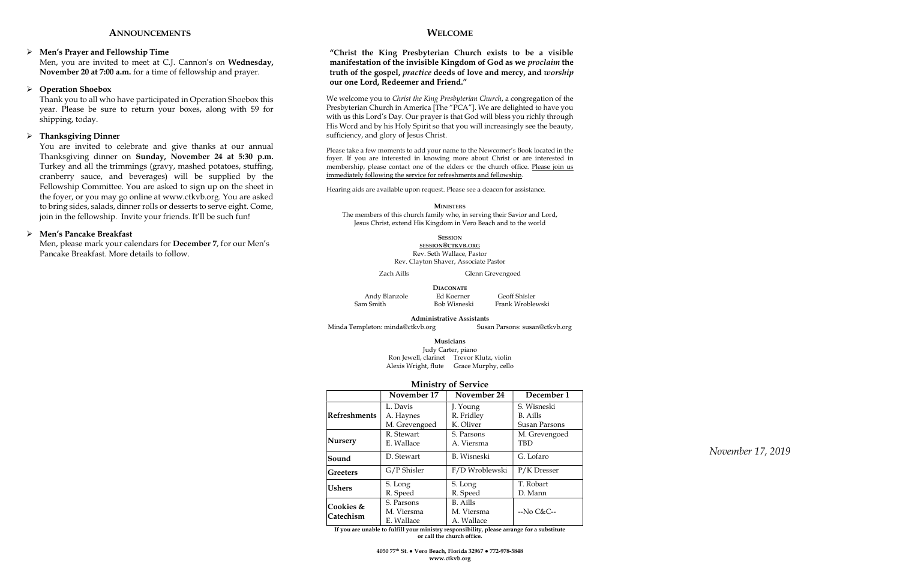## Announcements

- **Men's Prayer and Fellowship Time**
  Men, you are invited to meet at C.J. Cannon's on **Wednesday, November 20 at 7:00 a.m.** for a time of fellowship and prayer.

- **Operation Shoebox**
  Thank you to all who have participated in Operation Shoebox this year. Please be sure to return your boxes, along with $9 for shipping, today.

- **Thanksgiving Dinner**
  You are invited to celebrate and give thanks at our annual Thanksgiving dinner on **Sunday, November 24 at 5:30 p.m.** Turkey and all the trimmings (gravy, mashed potatoes, stuffing, cranberry sauce, and beverages) will be supplied by the Fellowship Committee. You are asked to sign up on the sheet in the foyer, or you may go online at www.ctkvb.org. You are asked to bring sides, salads, dinner rolls or desserts to serve eight. Come, join in the fellowship. Invite your friends. It'll be such fun!

- **Men's Pancake Breakfast**
  Men, please mark your calendars for **December 7**, for our Men's Pancake Breakfast. More details to follow.

## Welcome

**"Christ the King Presbyterian Church exists to be a visible manifestation of the invisible Kingdom of God as we *proclaim* the truth of the gospel, *practice* deeds of love and mercy, and *worship* our one Lord, Redeemer and Friend."**

We welcome you to *Christ the King Presbyterian Church*, a congregation of the Presbyterian Church in America [The "PCA"]. We are delighted to have you with us this Lord's Day. Our prayer is that God will bless you richly through His Word and by his Holy Spirit so that you will increasingly see the beauty, sufficiency, and glory of Jesus Christ.

Please take a few moments to add your name to the Newcomer's Book located in the foyer. If you are interested in knowing more about Christ or are interested in membership, please contact one of the elders or the church office. Please join us immediately following the service for refreshments and fellowship.

Hearing aids are available upon request. Please see a deacon for assistance.

**Ministers**

The members of this church family who, in serving their Savior and Lord, Jesus Christ, extend His Kingdom in Vero Beach and to the world

**Session**

session@ctkvb.org

Rev. Seth Wallace, Pastor

Rev. Clayton Shaver, Associate Pastor

Zach Aills Glenn Grevengoed

**Diaconate**

Andy Blanzole Ed Koerner Geoff Shisler

Sam Smith Bob Wisneski Frank Wroblewski

**Administrative Assistants**

Minda Templeton: minda@ctkvb.org Susan Parsons: susan@ctkvb.org

**Musicians**

Judy Carter, piano

Ron Jewell, clarinet Trevor Klutz, violin

Alexis Wright, flute Grace Murphy, cello

### Ministry of Service

| | November 17 | November 24 | December 1 |
|---|---|---|---|
| **Refreshments** | L. Davis<br>A. Haynes<br>M. Grevengoed | J. Young<br>R. Fridley<br>K. Oliver | S. Wisneski<br>B. Aills<br>Susan Parsons |
| **Nursery** | R. Stewart<br>E. Wallace | S. Parsons<br>A. Viersma | M. Grevengoed<br>TBD |
| **Sound** | D. Stewart | B. Wisneski | G. Lofaro |
| **Greeters** | G/P Shisler | F/D Wroblewski | P/K Dresser |
| **Ushers** | S. Long<br>R. Speed | S. Long<br>R. Speed | T. Robart<br>D. Mann |
| **Cookies & Catechism** | S. Parsons<br>M. Viersma<br>E. Wallace | B. Aills<br>M. Viersma<br>A. Wallace | --No C&C-- |

**If you are unable to fulfill your ministry responsibility, please arrange for a substitute or call the church office.**

**4050 77th St. ● Vero Beach, Florida 32967 ● 772-978-5848**
**www.ctkvb.org**

*November 17, 2019*